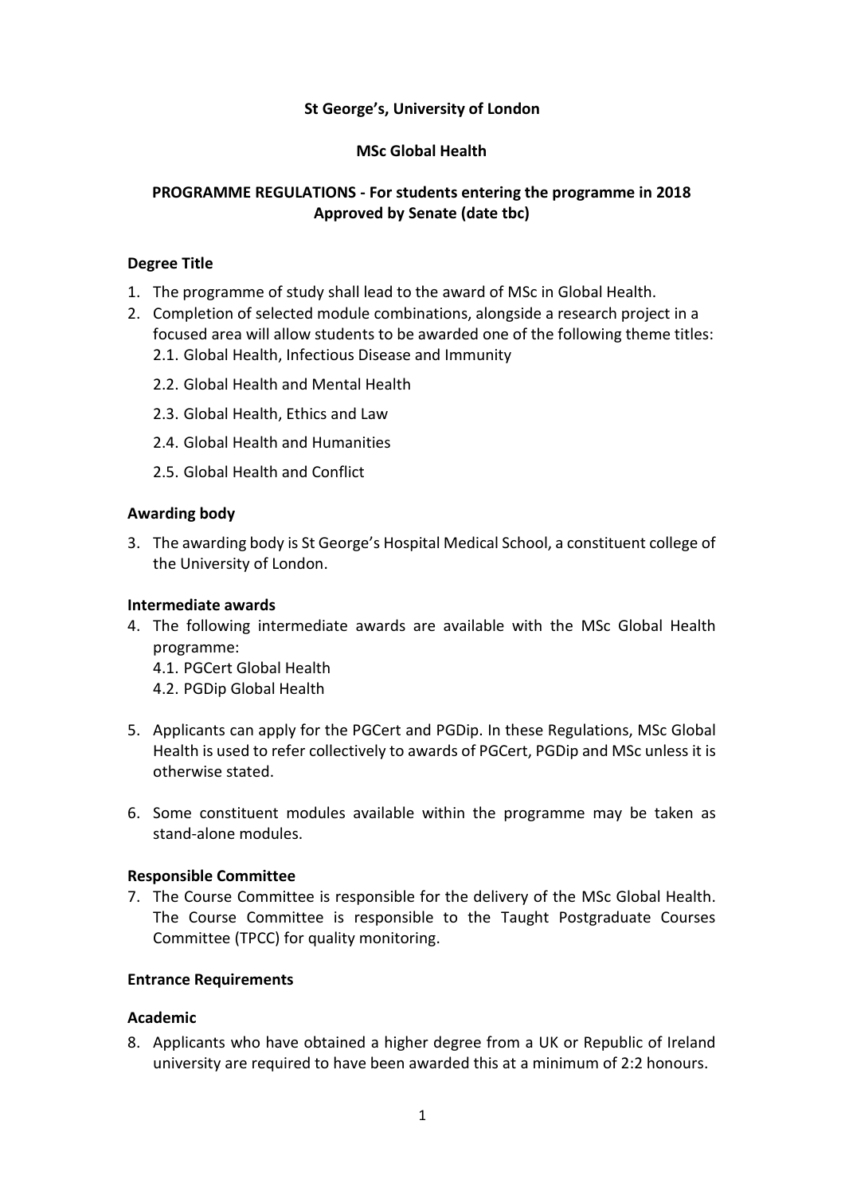**St George's, University of London**

**MSc Global Health**

**PROGRAMME REGULATIONS - For students entering the programme in 2018**
**Approved by Senate (date tbc)**

## Degree Title

1. The programme of study shall lead to the award of MSc in Global Health.
2. Completion of selected module combinations, alongside a research project in a focused area will allow students to be awarded one of the following theme titles:
   2.1. Global Health, Infectious Disease and Immunity
   2.2. Global Health and Mental Health
   2.3. Global Health, Ethics and Law
   2.4. Global Health and Humanities
   2.5. Global Health and Conflict

## Awarding body

3. The awarding body is St George's Hospital Medical School, a constituent college of the University of London.

## Intermediate awards

4. The following intermediate awards are available with the MSc Global Health programme:
   4.1. PGCert Global Health
   4.2. PGDip Global Health

5. Applicants can apply for the PGCert and PGDip. In these Regulations, MSc Global Health is used to refer collectively to awards of PGCert, PGDip and MSc unless it is otherwise stated.

6. Some constituent modules available within the programme may be taken as stand-alone modules.

## Responsible Committee

7. The Course Committee is responsible for the delivery of the MSc Global Health. The Course Committee is responsible to the Taught Postgraduate Courses Committee (TPCC) for quality monitoring.

## Entrance Requirements

### Academic

8. Applicants who have obtained a higher degree from a UK or Republic of Ireland university are required to have been awarded this at a minimum of 2:2 honours.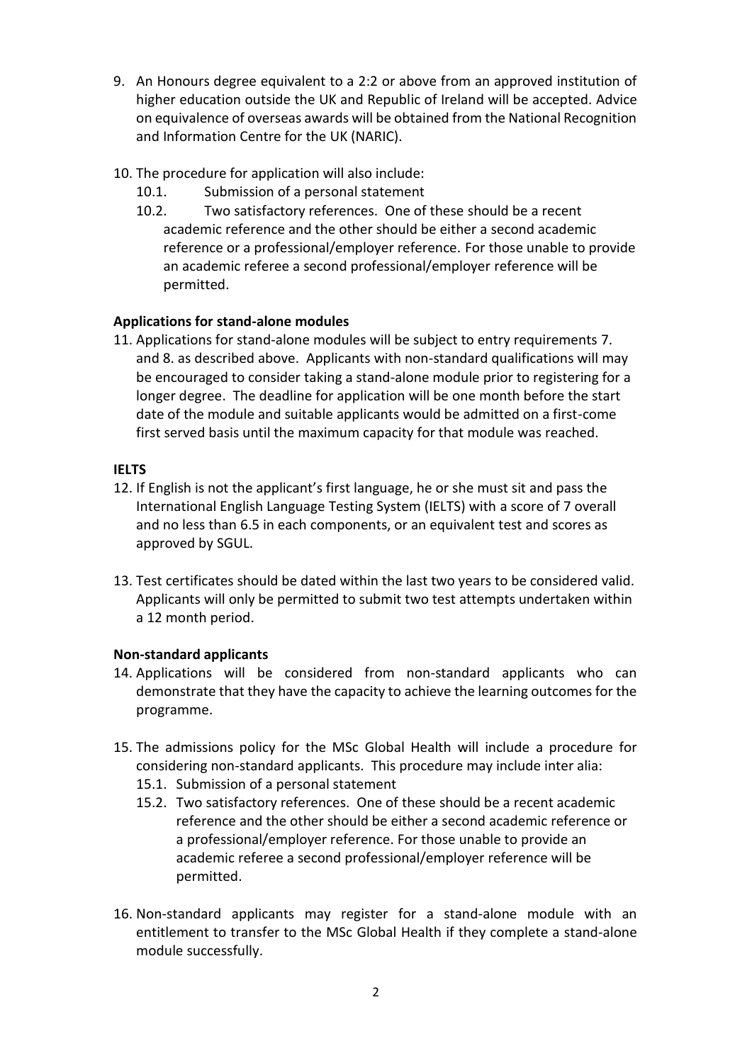9. An Honours degree equivalent to a 2:2 or above from an approved institution of higher education outside the UK and Republic of Ireland will be accepted. Advice on equivalence of overseas awards will be obtained from the National Recognition and Information Centre for the UK (NARIC).

10. The procedure for application will also include:
    - 10.1. Submission of a personal statement
    - 10.2. Two satisfactory references. One of these should be a recent academic reference and the other should be either a second academic reference or a professional/employer reference. For those unable to provide an academic referee a second professional/employer reference will be permitted.

**Applications for stand-alone modules**

11. Applications for stand-alone modules will be subject to entry requirements 7. and 8. as described above. Applicants with non-standard qualifications will may be encouraged to consider taking a stand-alone module prior to registering for a longer degree. The deadline for application will be one month before the start date of the module and suitable applicants would be admitted on a first-come first served basis until the maximum capacity for that module was reached.

**IELTS**

12. If English is not the applicant's first language, he or she must sit and pass the International English Language Testing System (IELTS) with a score of 7 overall and no less than 6.5 in each components, or an equivalent test and scores as approved by SGUL.

13. Test certificates should be dated within the last two years to be considered valid. Applicants will only be permitted to submit two test attempts undertaken within a 12 month period.

**Non-standard applicants**

14. Applications will be considered from non-standard applicants who can demonstrate that they have the capacity to achieve the learning outcomes for the programme.

15. The admissions policy for the MSc Global Health will include a procedure for considering non-standard applicants. This procedure may include inter alia:
    - 15.1. Submission of a personal statement
    - 15.2. Two satisfactory references. One of these should be a recent academic reference and the other should be either a second academic reference or a professional/employer reference. For those unable to provide an academic referee a second professional/employer reference will be permitted.

16. Non-standard applicants may register for a stand-alone module with an entitlement to transfer to the MSc Global Health if they complete a stand-alone module successfully.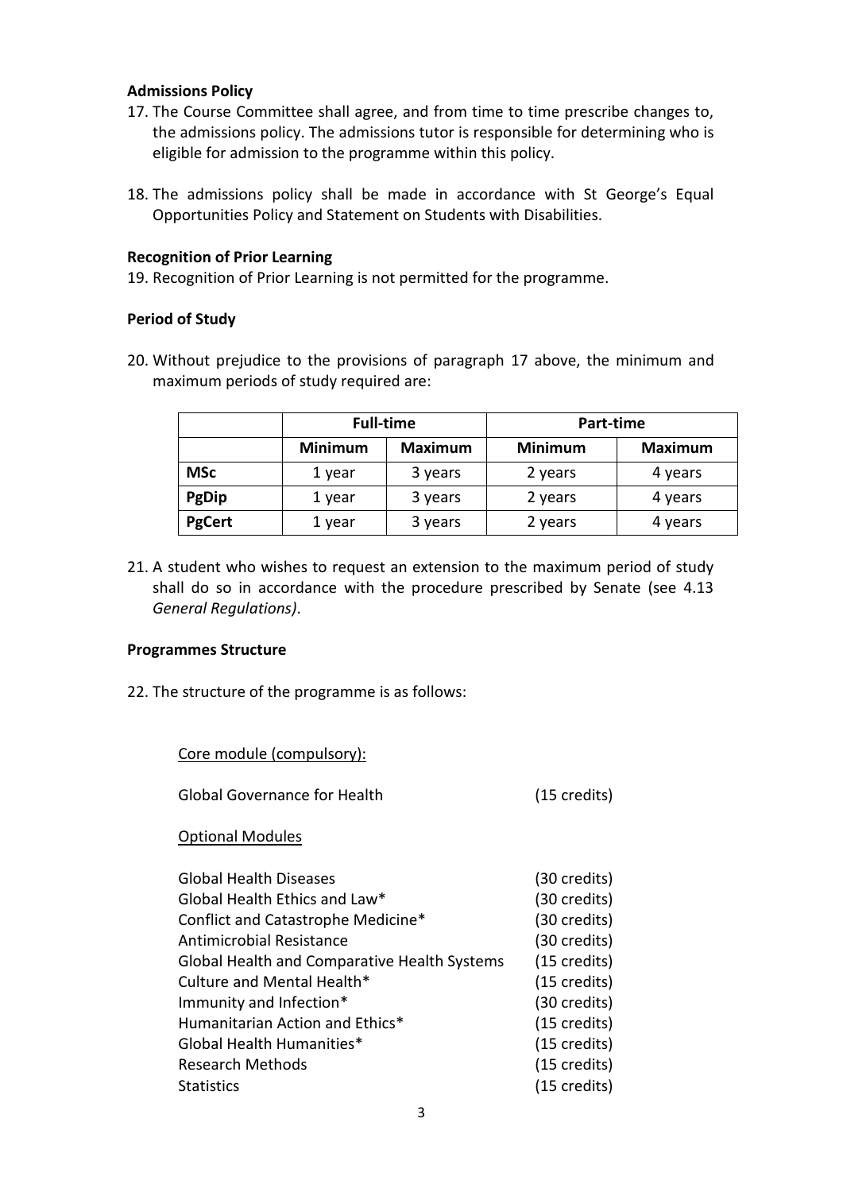**Admissions Policy**

17. The Course Committee shall agree, and from time to time prescribe changes to, the admissions policy. The admissions tutor is responsible for determining who is eligible for admission to the programme within this policy.

18. The admissions policy shall be made in accordance with St George's Equal Opportunities Policy and Statement on Students with Disabilities.

**Recognition of Prior Learning**

19. Recognition of Prior Learning is not permitted for the programme.

**Period of Study**

20. Without prejudice to the provisions of paragraph 17 above, the minimum and maximum periods of study required are:

| | **Full-time** | | **Part-time** | |
|---|---|---|---|---|
| | **Minimum** | **Maximum** | **Minimum** | **Maximum** |
| **MSc** | 1 year | 3 years | 2 years | 4 years |
| **PgDip** | 1 year | 3 years | 2 years | 4 years |
| **PgCert** | 1 year | 3 years | 2 years | 4 years |

21. A student who wishes to request an extension to the maximum period of study shall do so in accordance with the procedure prescribed by Senate (see 4.13 *General Regulations)*.

**Programmes Structure**

22. The structure of the programme is as follows:

Core module (compulsory):

Global Governance for Health (15 credits)

Optional Modules

Global Health Diseases (30 credits)
Global Health Ethics and Law* (30 credits)
Conflict and Catastrophe Medicine* (30 credits)
Antimicrobial Resistance (30 credits)
Global Health and Comparative Health Systems (15 credits)
Culture and Mental Health* (15 credits)
Immunity and Infection* (30 credits)
Humanitarian Action and Ethics* (15 credits)
Global Health Humanities* (15 credits)
Research Methods (15 credits)
Statistics (15 credits)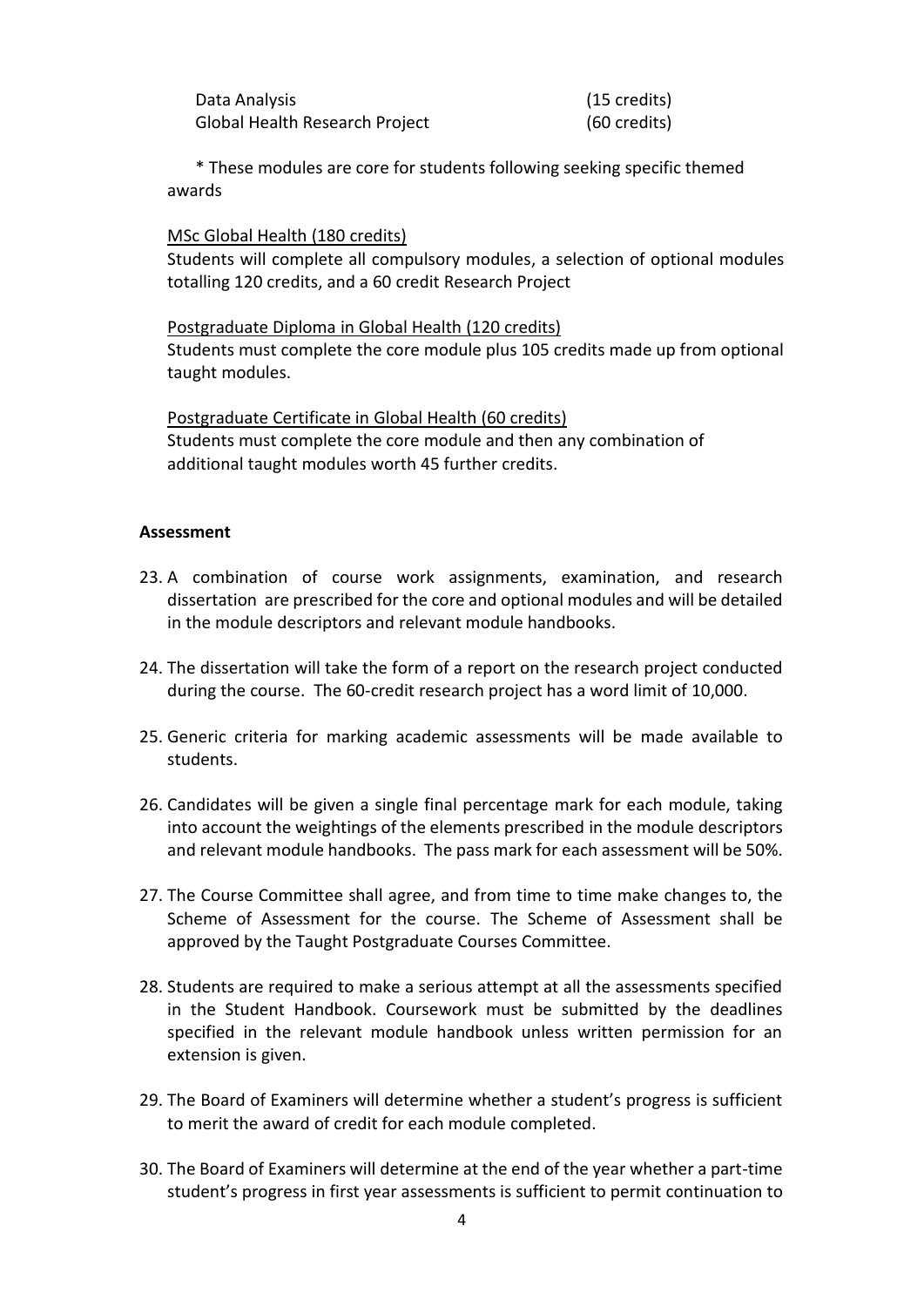| | |
|---|---|
| Data Analysis | (15 credits) |
| Global Health Research Project | (60 credits) |

\* These modules are core for students following seeking specific themed awards

<u>MSc Global Health (180 credits)</u>
Students will complete all compulsory modules, a selection of optional modules totalling 120 credits, and a 60 credit Research Project

<u>Postgraduate Diploma in Global Health (120 credits)</u>
Students must complete the core module plus 105 credits made up from optional taught modules.

<u>Postgraduate Certificate in Global Health (60 credits)</u>
Students must complete the core module and then any combination of additional taught modules worth 45 further credits.

**Assessment**

23. A combination of course work assignments, examination, and research dissertation are prescribed for the core and optional modules and will be detailed in the module descriptors and relevant module handbooks.

24. The dissertation will take the form of a report on the research project conducted during the course. The 60-credit research project has a word limit of 10,000.

25. Generic criteria for marking academic assessments will be made available to students.

26. Candidates will be given a single final percentage mark for each module, taking into account the weightings of the elements prescribed in the module descriptors and relevant module handbooks. The pass mark for each assessment will be 50%.

27. The Course Committee shall agree, and from time to time make changes to, the Scheme of Assessment for the course. The Scheme of Assessment shall be approved by the Taught Postgraduate Courses Committee.

28. Students are required to make a serious attempt at all the assessments specified in the Student Handbook. Coursework must be submitted by the deadlines specified in the relevant module handbook unless written permission for an extension is given.

29. The Board of Examiners will determine whether a student's progress is sufficient to merit the award of credit for each module completed.

30. The Board of Examiners will determine at the end of the year whether a part-time student's progress in first year assessments is sufficient to permit continuation to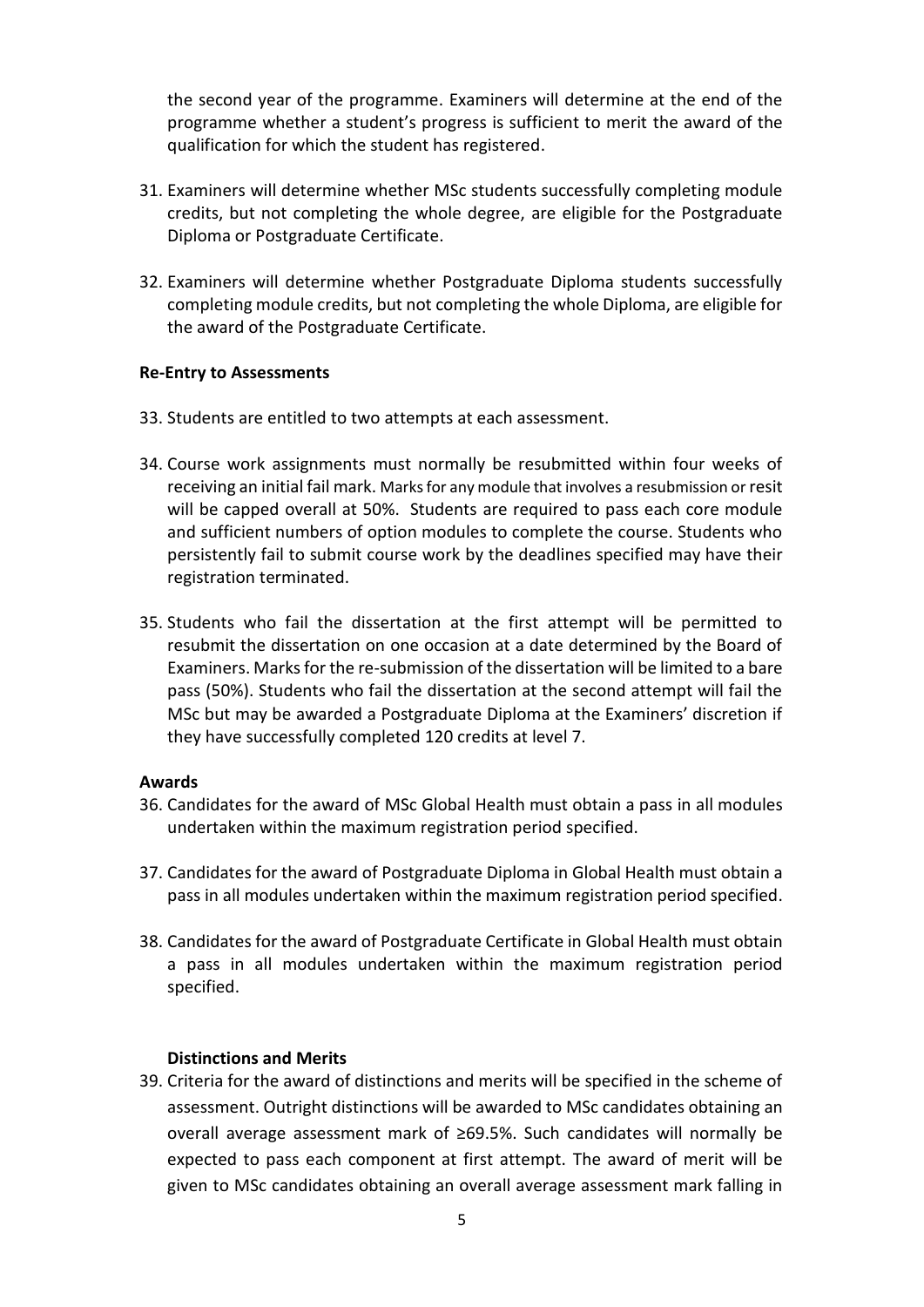the second year of the programme. Examiners will determine at the end of the programme whether a student's progress is sufficient to merit the award of the qualification for which the student has registered.

31. Examiners will determine whether MSc students successfully completing module credits, but not completing the whole degree, are eligible for the Postgraduate Diploma or Postgraduate Certificate.

32. Examiners will determine whether Postgraduate Diploma students successfully completing module credits, but not completing the whole Diploma, are eligible for the award of the Postgraduate Certificate.

**Re-Entry to Assessments**

33. Students are entitled to two attempts at each assessment.

34. Course work assignments must normally be resubmitted within four weeks of receiving an initial fail mark. Marks for any module that involves a resubmission or resit will be capped overall at 50%. Students are required to pass each core module and sufficient numbers of option modules to complete the course. Students who persistently fail to submit course work by the deadlines specified may have their registration terminated.

35. Students who fail the dissertation at the first attempt will be permitted to resubmit the dissertation on one occasion at a date determined by the Board of Examiners. Marks for the re-submission of the dissertation will be limited to a bare pass (50%). Students who fail the dissertation at the second attempt will fail the MSc but may be awarded a Postgraduate Diploma at the Examiners' discretion if they have successfully completed 120 credits at level 7.

**Awards**

36. Candidates for the award of MSc Global Health must obtain a pass in all modules undertaken within the maximum registration period specified.

37. Candidates for the award of Postgraduate Diploma in Global Health must obtain a pass in all modules undertaken within the maximum registration period specified.

38. Candidates for the award of Postgraduate Certificate in Global Health must obtain a pass in all modules undertaken within the maximum registration period specified.

**Distinctions and Merits**

39. Criteria for the award of distinctions and merits will be specified in the scheme of assessment. Outright distinctions will be awarded to MSc candidates obtaining an overall average assessment mark of ≥69.5%. Such candidates will normally be expected to pass each component at first attempt. The award of merit will be given to MSc candidates obtaining an overall average assessment mark falling in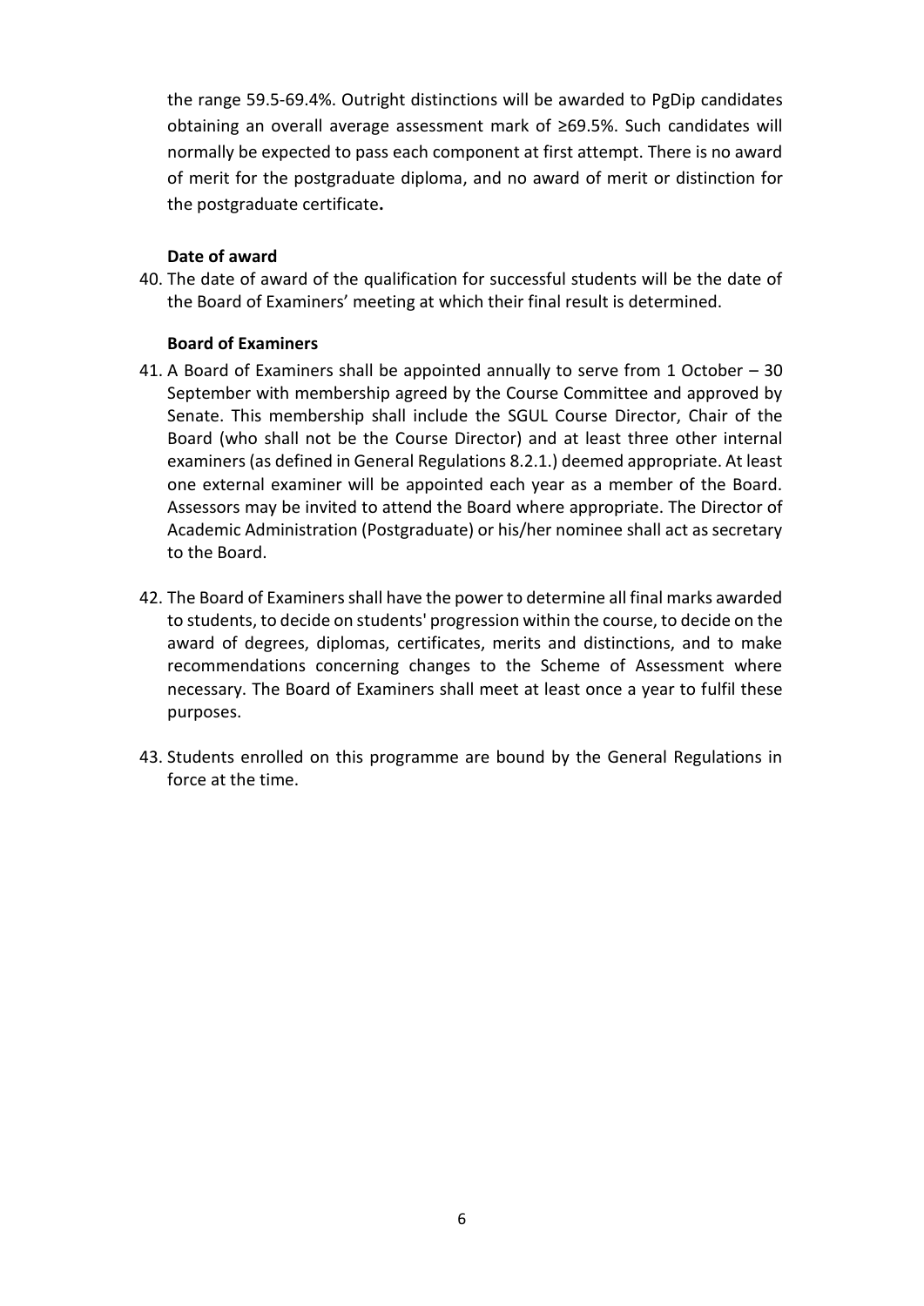the range 59.5-69.4%. Outright distinctions will be awarded to PgDip candidates obtaining an overall average assessment mark of ≥69.5%. Such candidates will normally be expected to pass each component at first attempt. There is no award of merit for the postgraduate diploma, and no award of merit or distinction for the postgraduate certificate**.**

**Date of award**

40. The date of award of the qualification for successful students will be the date of the Board of Examiners' meeting at which their final result is determined.

**Board of Examiners**

41. A Board of Examiners shall be appointed annually to serve from 1 October – 30 September with membership agreed by the Course Committee and approved by Senate. This membership shall include the SGUL Course Director, Chair of the Board (who shall not be the Course Director) and at least three other internal examiners (as defined in General Regulations 8.2.1.) deemed appropriate. At least one external examiner will be appointed each year as a member of the Board. Assessors may be invited to attend the Board where appropriate. The Director of Academic Administration (Postgraduate) or his/her nominee shall act as secretary to the Board.

42. The Board of Examiners shall have the power to determine all final marks awarded to students, to decide on students' progression within the course, to decide on the award of degrees, diplomas, certificates, merits and distinctions, and to make recommendations concerning changes to the Scheme of Assessment where necessary. The Board of Examiners shall meet at least once a year to fulfil these purposes.

43. Students enrolled on this programme are bound by the General Regulations in force at the time.